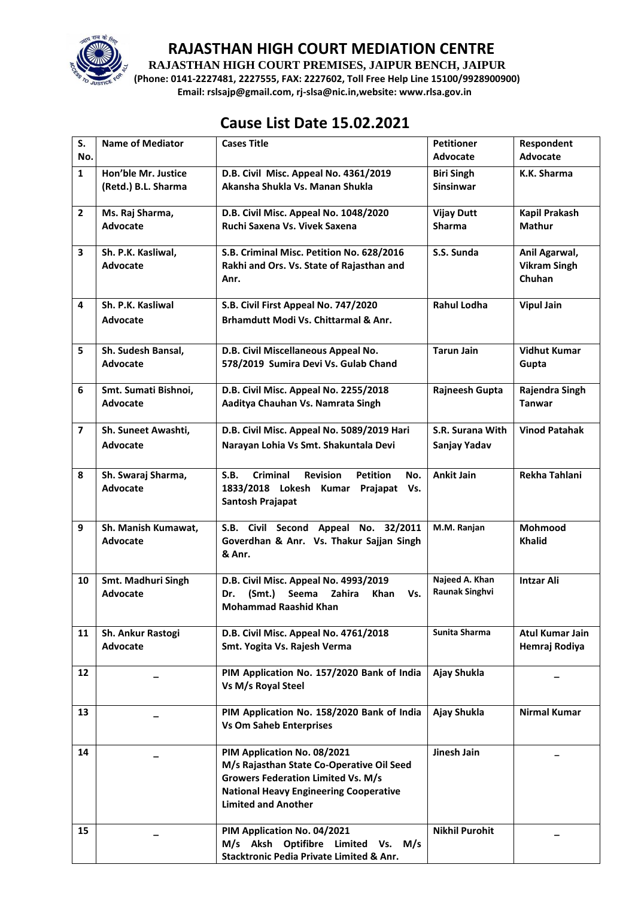# RAJASTHAN HIGH COURT MEDIATION CENTRE

**RAJASTHAN HIGH COURT PREMISES, JAIPUR BENCH, JAIPUR**

**(Phone: 0141-2227481, 2227555, FAX: 2227602, Toll Free Help Line 15100/9928900900)**

**Email: rslsajp@gmail.com, rj-slsa@nic.in,website: www.rlsa.gov.in**

## Cause List Date 15.02.2021

| S. No. | Name of Mediator | Cases Title | Petitioner Advocate | Respondent Advocate |
|---|---|---|---|---|
| 1 | Hon'ble Mr. Justice (Retd.) B.L. Sharma | D.B. Civil Misc. Appeal No. 4361/2019 Akansha Shukla Vs. Manan Shukla | Biri Singh Sinsinwar | K.K. Sharma |
| 2 | Ms. Raj Sharma, Advocate | D.B. Civil Misc. Appeal No. 1048/2020 Ruchi Saxena Vs. Vivek Saxena | Vijay Dutt Sharma | Kapil Prakash Mathur |
| 3 | Sh. P.K. Kasliwal, Advocate | S.B. Criminal Misc. Petition No. 628/2016 Rakhi and Ors. Vs. State of Rajasthan and Anr. | S.S. Sunda | Anil Agarwal, Vikram Singh Chuhan |
| 4 | Sh. P.K. Kasliwal Advocate | S.B. Civil First Appeal No. 747/2020 Brhamdutt Modi Vs. Chittarmal & Anr. | Rahul Lodha | Vipul Jain |
| 5 | Sh. Sudesh Bansal, Advocate | D.B. Civil Miscellaneous Appeal No. 578/2019 Sumira Devi Vs. Gulab Chand | Tarun Jain | Vidhut Kumar Gupta |
| 6 | Smt. Sumati Bishnoi, Advocate | D.B. Civil Misc. Appeal No. 2255/2018 Aaditya Chauhan Vs. Namrata Singh | Rajneesh Gupta | Rajendra Singh Tanwar |
| 7 | Sh. Suneet Awashti, Advocate | D.B. Civil Misc. Appeal No. 5089/2019 Hari Narayan Lohia Vs Smt. Shakuntala Devi | S.R. Surana With Sanjay Yadav | Vinod Patahak |
| 8 | Sh. Swaraj Sharma, Advocate | S.B. Criminal Revision Petition No. 1833/2018 Lokesh Kumar Prajapat Vs. Santosh Prajapat | Ankit Jain | Rekha Tahlani |
| 9 | Sh. Manish Kumawat, Advocate | S.B. Civil Second Appeal No. 32/2011 Goverdhan & Anr. Vs. Thakur Sajjan Singh & Anr. | M.M. Ranjan | Mohmood Khalid |
| 10 | Smt. Madhuri Singh Advocate | D.B. Civil Misc. Appeal No. 4993/2019 Dr. (Smt.) Seema Zahira Khan Vs. Mohammad Raashid Khan | Najeed A. Khan Raunak Singhvi | Intzar Ali |
| 11 | Sh. Ankur Rastogi Advocate | D.B. Civil Misc. Appeal No. 4761/2018 Smt. Yogita Vs. Rajesh Verma | Sunita Sharma | Atul Kumar Jain Hemraj Rodiya |
| 12 | _ | PIM Application No. 157/2020 Bank of India Vs M/s Royal Steel | Ajay Shukla | _ |
| 13 | _ | PIM Application No. 158/2020 Bank of India Vs Om Saheb Enterprises | Ajay Shukla | Nirmal Kumar |
| 14 | _ | PIM Application No. 08/2021 M/s Rajasthan State Co-Operative Oil Seed Growers Federation Limited Vs. M/s National Heavy Engineering Cooperative Limited and Another | Jinesh Jain | _ |
| 15 | _ | PIM Application No. 04/2021 M/s Aksh Optifibre Limited Vs. M/s Stacktronic Pedia Private Limited & Anr. | Nikhil Purohit | _ |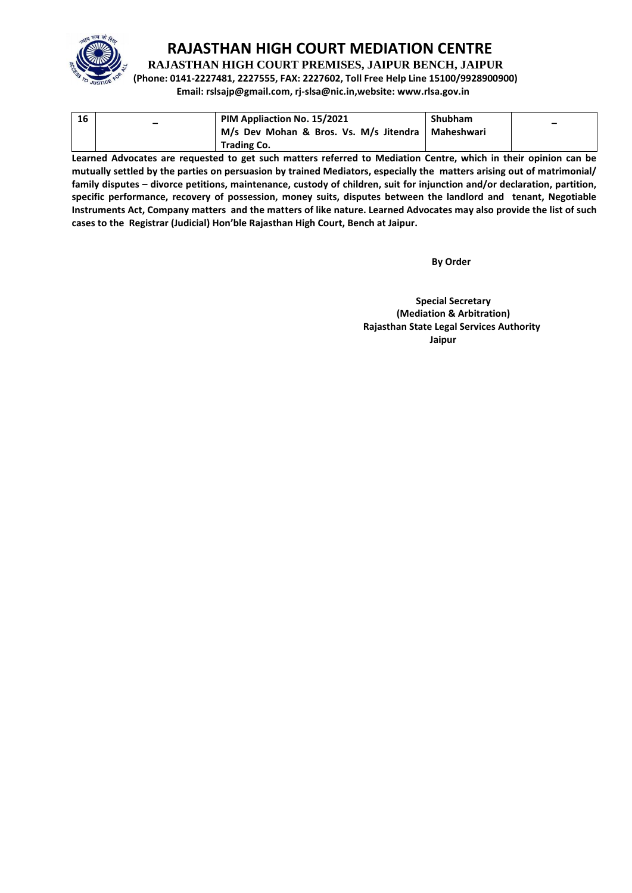# RAJASTHAN HIGH COURT MEDIATION CENTRE

**RAJASTHAN HIGH COURT PREMISES, JAIPUR BENCH, JAIPUR**

**(Phone: 0141-2227481, 2227555, FAX: 2227602, Toll Free Help Line 15100/9928900900)**

**Email: rslsajp@gmail.com, rj-slsa@nic.in,website: www.rlsa.gov.in**

| | | | | |
|---|---|---|---|---|
| 16 | – | **PIM Appliaction No. 15/2021**<br>**M/s Dev Mohan & Bros. Vs. M/s Jitendra Trading Co.** | **Shubham Maheshwari** | – |

**Learned Advocates are requested to get such matters referred to Mediation Centre, which in their opinion can be mutually settled by the parties on persuasion by trained Mediators, especially the matters arising out of matrimonial/ family disputes – divorce petitions, maintenance, custody of children, suit for injunction and/or declaration, partition, specific performance, recovery of possession, money suits, disputes between the landlord and tenant, Negotiable Instruments Act, Company matters and the matters of like nature. Learned Advocates may also provide the list of such cases to the Registrar (Judicial) Hon'ble Rajasthan High Court, Bench at Jaipur.**

**By Order**

**Special Secretary**
**(Mediation & Arbitration)**
**Rajasthan State Legal Services Authority**
**Jaipur**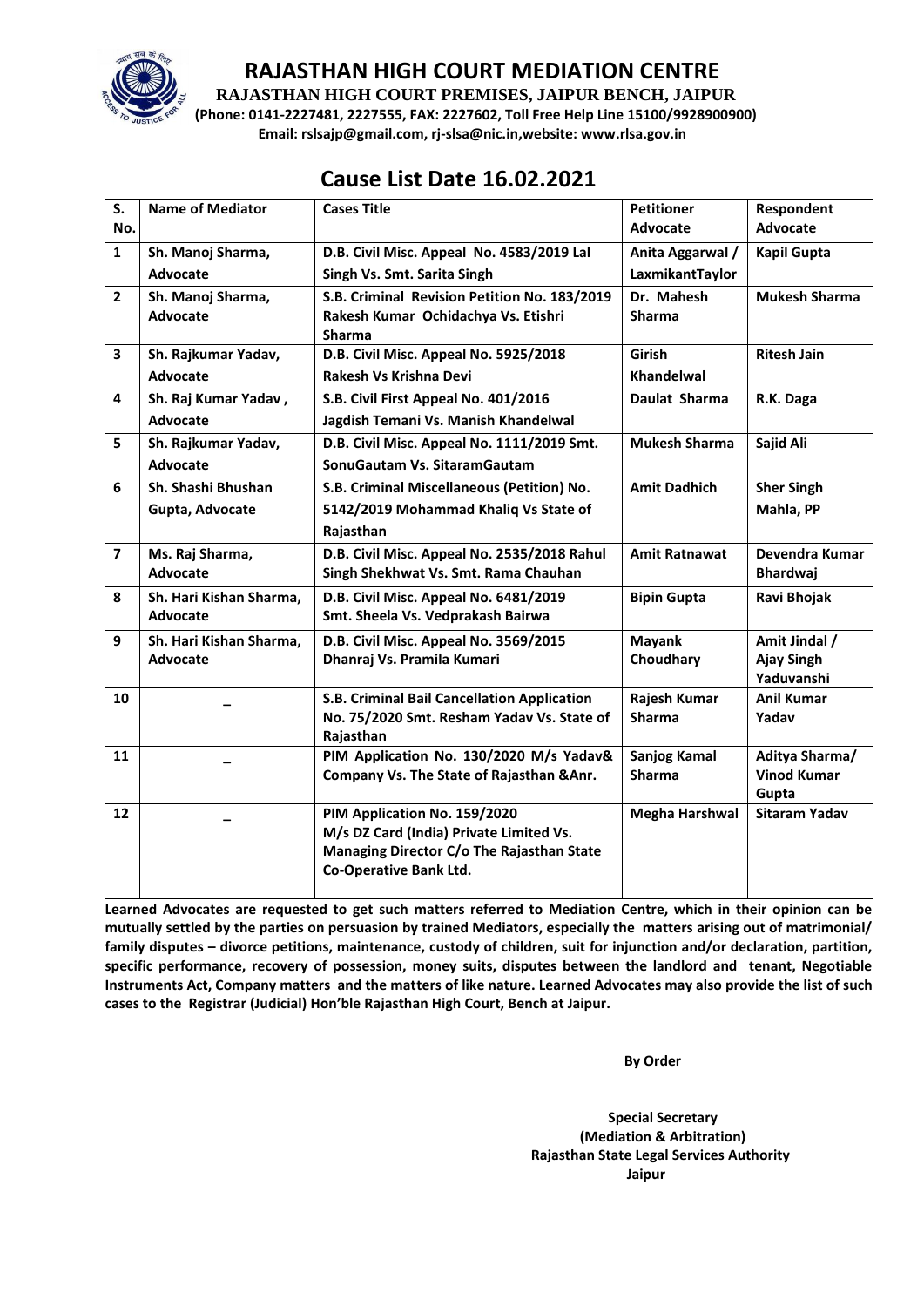# RAJASTHAN HIGH COURT MEDIATION CENTRE

**RAJASTHAN HIGH COURT PREMISES, JAIPUR BENCH, JAIPUR**

**(Phone: 0141-2227481, 2227555, FAX: 2227602, Toll Free Help Line 15100/9928900900)**

**Email: rslsajp@gmail.com, rj-slsa@nic.in,website: www.rlsa.gov.in**

## Cause List Date 16.02.2021

| S. No. | Name of Mediator | Cases Title | Petitioner Advocate | Respondent Advocate |
|---|---|---|---|---|
| 1 | Sh. Manoj Sharma, Advocate | D.B. Civil Misc. Appeal No. 4583/2019 Lal Singh Vs. Smt. Sarita Singh | Anita Aggarwal / LaxmikantTaylor | Kapil Gupta |
| 2 | Sh. Manoj Sharma, Advocate | S.B. Criminal Revision Petition No. 183/2019 Rakesh Kumar Ochidachya Vs. Etishri Sharma | Dr. Mahesh Sharma | Mukesh Sharma |
| 3 | Sh. Rajkumar Yadav, Advocate | D.B. Civil Misc. Appeal No. 5925/2018 Rakesh Vs Krishna Devi | Girish Khandelwal | Ritesh Jain |
| 4 | Sh. Raj Kumar Yadav , Advocate | S.B. Civil First Appeal No. 401/2016 Jagdish Temani Vs. Manish Khandelwal | Daulat Sharma | R.K. Daga |
| 5 | Sh. Rajkumar Yadav, Advocate | D.B. Civil Misc. Appeal No. 1111/2019 Smt. SonuGautam Vs. SitaramGautam | Mukesh Sharma | Sajid Ali |
| 6 | Sh. Shashi Bhushan Gupta, Advocate | S.B. Criminal Miscellaneous (Petition) No. 5142/2019 Mohammad Khaliq Vs State of Rajasthan | Amit Dadhich | Sher Singh Mahla, PP |
| 7 | Ms. Raj Sharma, Advocate | D.B. Civil Misc. Appeal No. 2535/2018 Rahul Singh Shekhwat Vs. Smt. Rama Chauhan | Amit Ratnawat | Devendra Kumar Bhardwaj |
| 8 | Sh. Hari Kishan Sharma, Advocate | D.B. Civil Misc. Appeal No. 6481/2019 Smt. Sheela Vs. Vedprakash Bairwa | Bipin Gupta | Ravi Bhojak |
| 9 | Sh. Hari Kishan Sharma, Advocate | D.B. Civil Misc. Appeal No. 3569/2015 Dhanraj Vs. Pramila Kumari | Mayank Choudhary | Amit Jindal / Ajay Singh Yaduvanshi |
| 10 | _ | S.B. Criminal Bail Cancellation Application No. 75/2020 Smt. Resham Yadav Vs. State of Rajasthan | Rajesh Kumar Sharma | Anil Kumar Yadav |
| 11 | _ | PIM Application No. 130/2020 M/s Yadav& Company Vs. The State of Rajasthan &Anr. | Sanjog Kamal Sharma | Aditya Sharma/ Vinod Kumar Gupta |
| 12 | _ | PIM Application No. 159/2020 M/s DZ Card (India) Private Limited Vs. Managing Director C/o The Rajasthan State Co-Operative Bank Ltd. | Megha Harshwal | Sitaram Yadav |

**Learned Advocates are requested to get such matters referred to Mediation Centre, which in their opinion can be mutually settled by the parties on persuasion by trained Mediators, especially the matters arising out of matrimonial/ family disputes – divorce petitions, maintenance, custody of children, suit for injunction and/or declaration, partition, specific performance, recovery of possession, money suits, disputes between the landlord and tenant, Negotiable Instruments Act, Company matters and the matters of like nature. Learned Advocates may also provide the list of such cases to the Registrar (Judicial) Hon'ble Rajasthan High Court, Bench at Jaipur.**

**By Order**

**Special Secretary**
**(Mediation & Arbitration)**
**Rajasthan State Legal Services Authority**
**Jaipur**